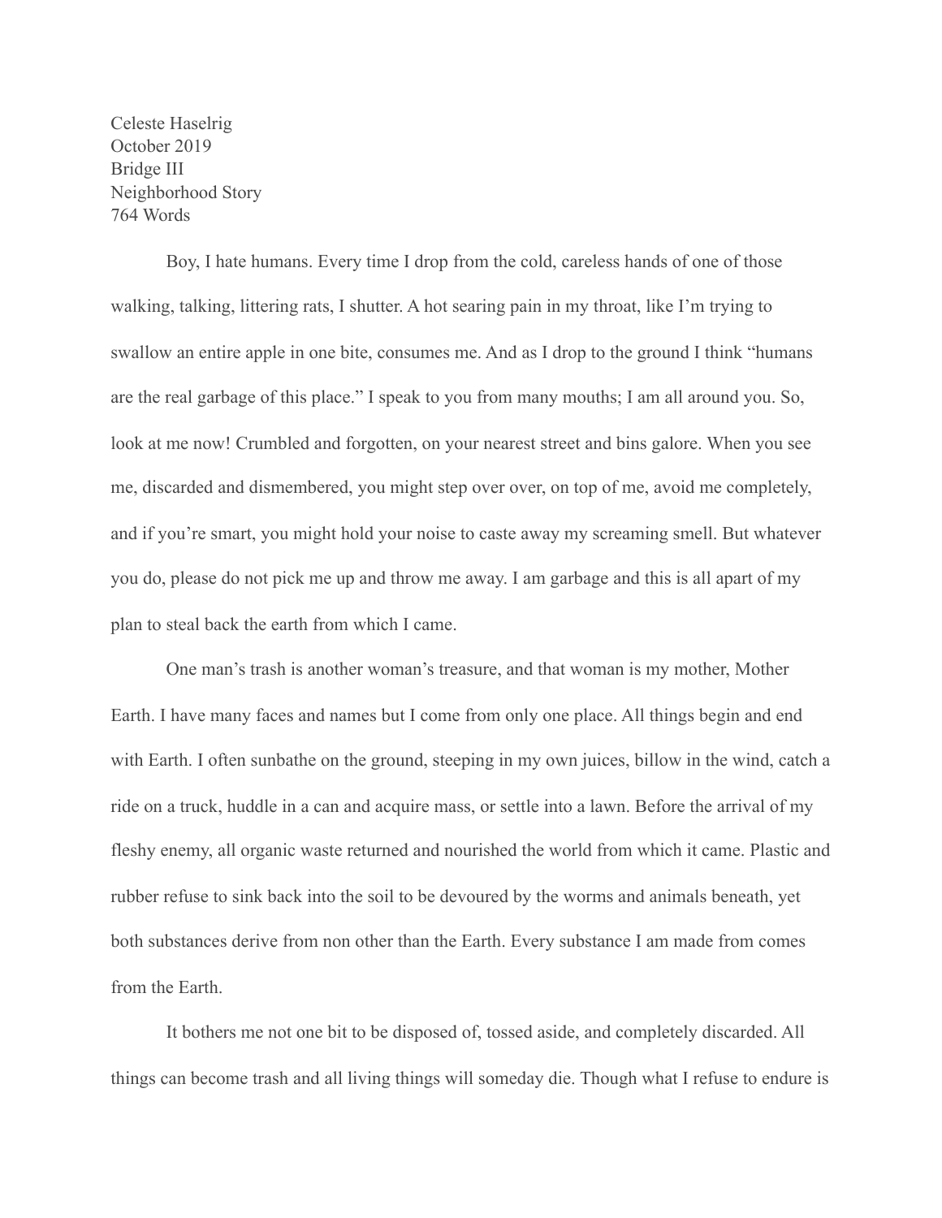Celeste Haselrig
October 2019
Bridge III
Neighborhood Story
764 Words

Boy, I hate humans. Every time I drop from the cold, careless hands of one of those walking, talking, littering rats, I shutter. A hot searing pain in my throat, like I'm trying to swallow an entire apple in one bite, consumes me. And as I drop to the ground I think "humans are the real garbage of this place." I speak to you from many mouths; I am all around you. So, look at me now! Crumbled and forgotten, on your nearest street and bins galore. When you see me, discarded and dismembered, you might step over over, on top of me, avoid me completely, and if you're smart, you might hold your noise to caste away my screaming smell. But whatever you do, please do not pick me up and throw me away. I am garbage and this is all apart of my plan to steal back the earth from which I came.

One man's trash is another woman's treasure, and that woman is my mother, Mother Earth. I have many faces and names but I come from only one place. All things begin and end with Earth. I often sunbathe on the ground, steeping in my own juices, billow in the wind, catch a ride on a truck, huddle in a can and acquire mass, or settle into a lawn. Before the arrival of my fleshy enemy, all organic waste returned and nourished the world from which it came. Plastic and rubber refuse to sink back into the soil to be devoured by the worms and animals beneath, yet both substances derive from non other than the Earth. Every substance I am made from comes from the Earth.

It bothers me not one bit to be disposed of, tossed aside, and completely discarded. All things can become trash and all living things will someday die. Though what I refuse to endure is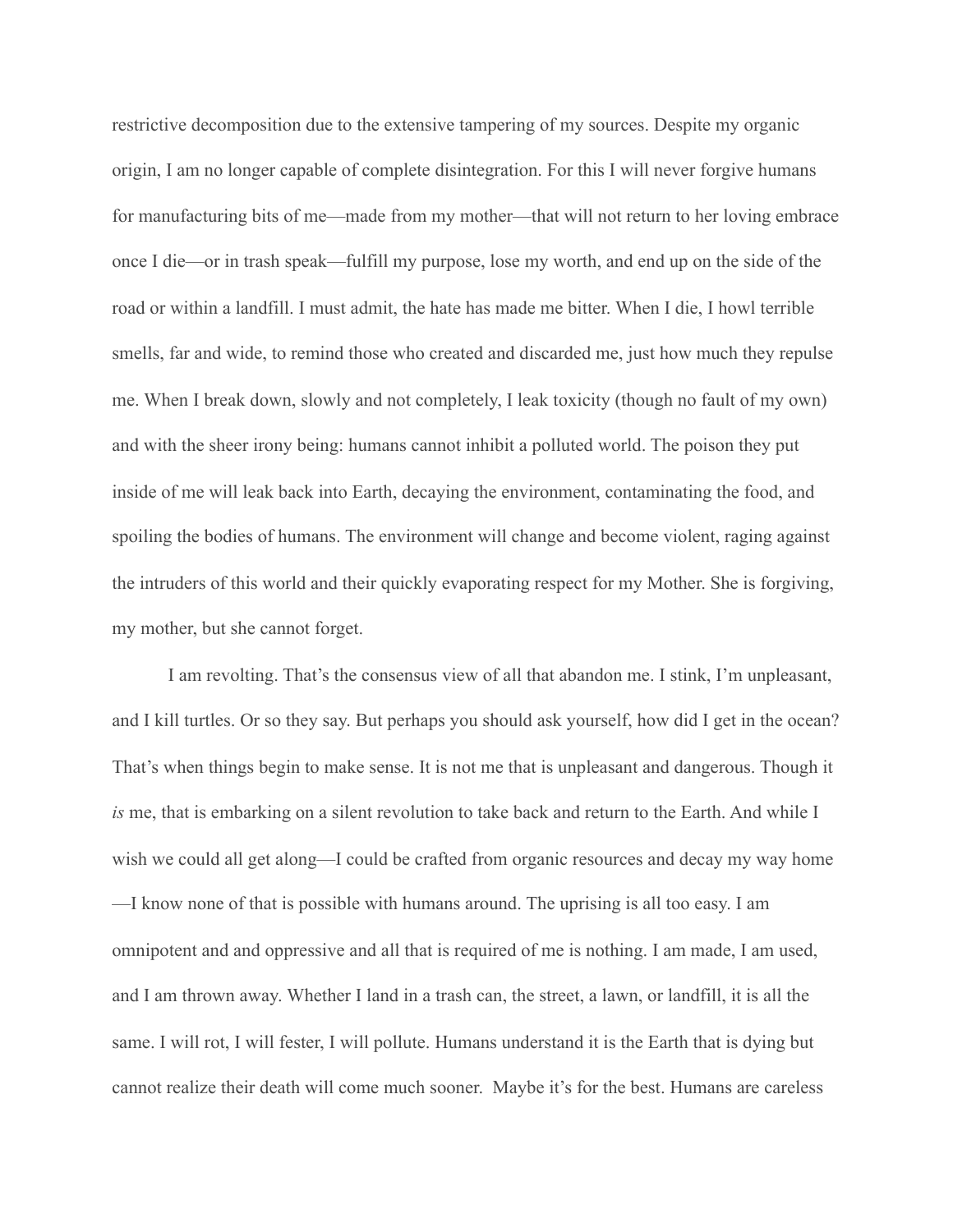restrictive decomposition due to the extensive tampering of my sources. Despite my organic origin, I am no longer capable of complete disintegration. For this I will never forgive humans for manufacturing bits of me—made from my mother—that will not return to her loving embrace once I die—or in trash speak—fulfill my purpose, lose my worth, and end up on the side of the road or within a landfill. I must admit, the hate has made me bitter. When I die, I howl terrible smells, far and wide, to remind those who created and discarded me, just how much they repulse me. When I break down, slowly and not completely, I leak toxicity (though no fault of my own) and with the sheer irony being: humans cannot inhibit a polluted world. The poison they put inside of me will leak back into Earth, decaying the environment, contaminating the food, and spoiling the bodies of humans. The environment will change and become violent, raging against the intruders of this world and their quickly evaporating respect for my Mother. She is forgiving, my mother, but she cannot forget.

I am revolting. That's the consensus view of all that abandon me. I stink, I'm unpleasant, and I kill turtles. Or so they say. But perhaps you should ask yourself, how did I get in the ocean? That's when things begin to make sense. It is not me that is unpleasant and dangerous. Though it *is* me, that is embarking on a silent revolution to take back and return to the Earth. And while I wish we could all get along—I could be crafted from organic resources and decay my way home—I know none of that is possible with humans around. The uprising is all too easy. I am omnipotent and and oppressive and all that is required of me is nothing. I am made, I am used, and I am thrown away. Whether I land in a trash can, the street, a lawn, or landfill, it is all the same. I will rot, I will fester, I will pollute. Humans understand it is the Earth that is dying but cannot realize their death will come much sooner.  Maybe it's for the best. Humans are careless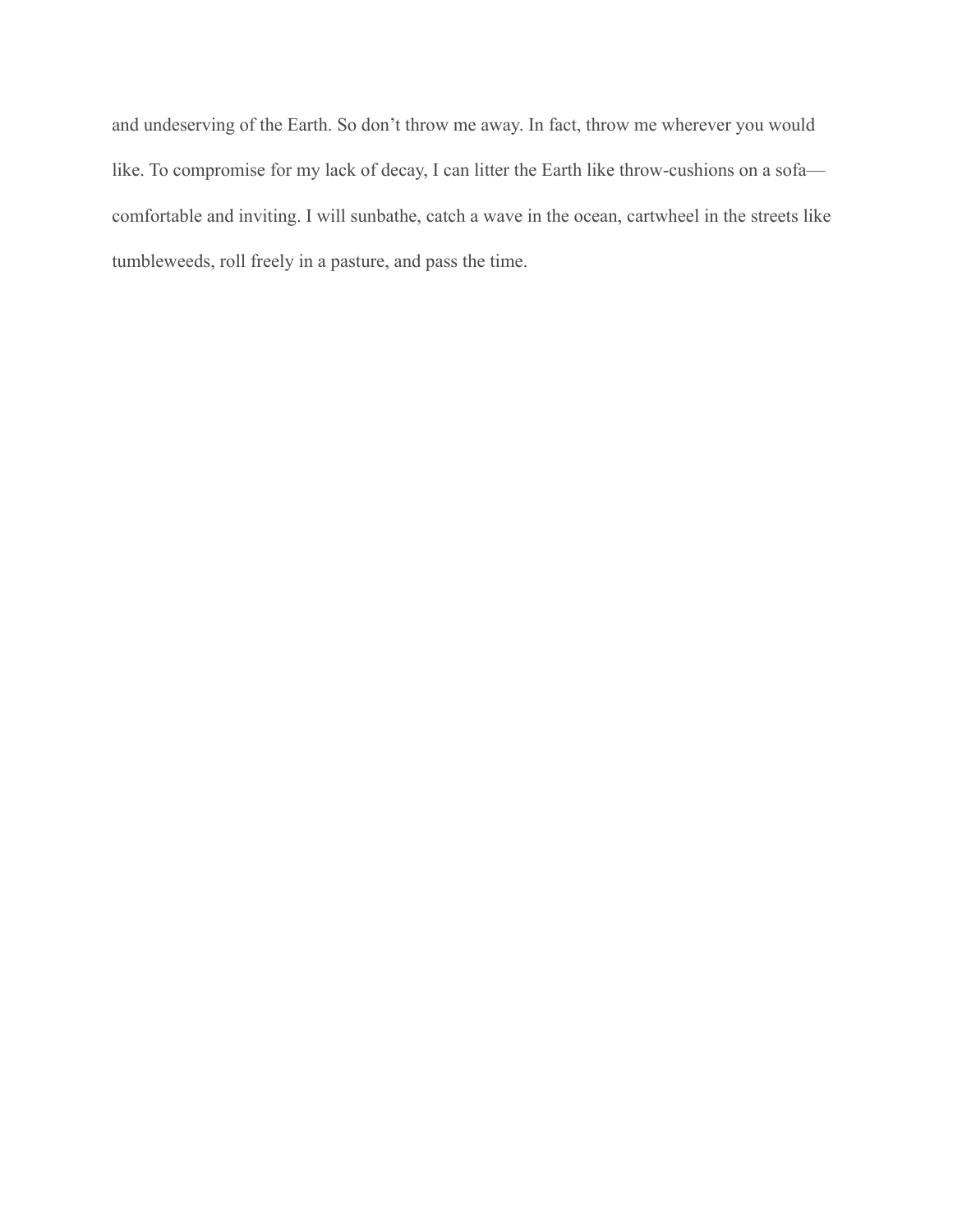and undeserving of the Earth. So don't throw me away. In fact, throw me wherever you would like. To compromise for my lack of decay, I can litter the Earth like throw-cushions on a sofa—comfortable and inviting. I will sunbathe, catch a wave in the ocean, cartwheel in the streets like tumbleweeds, roll freely in a pasture, and pass the time.